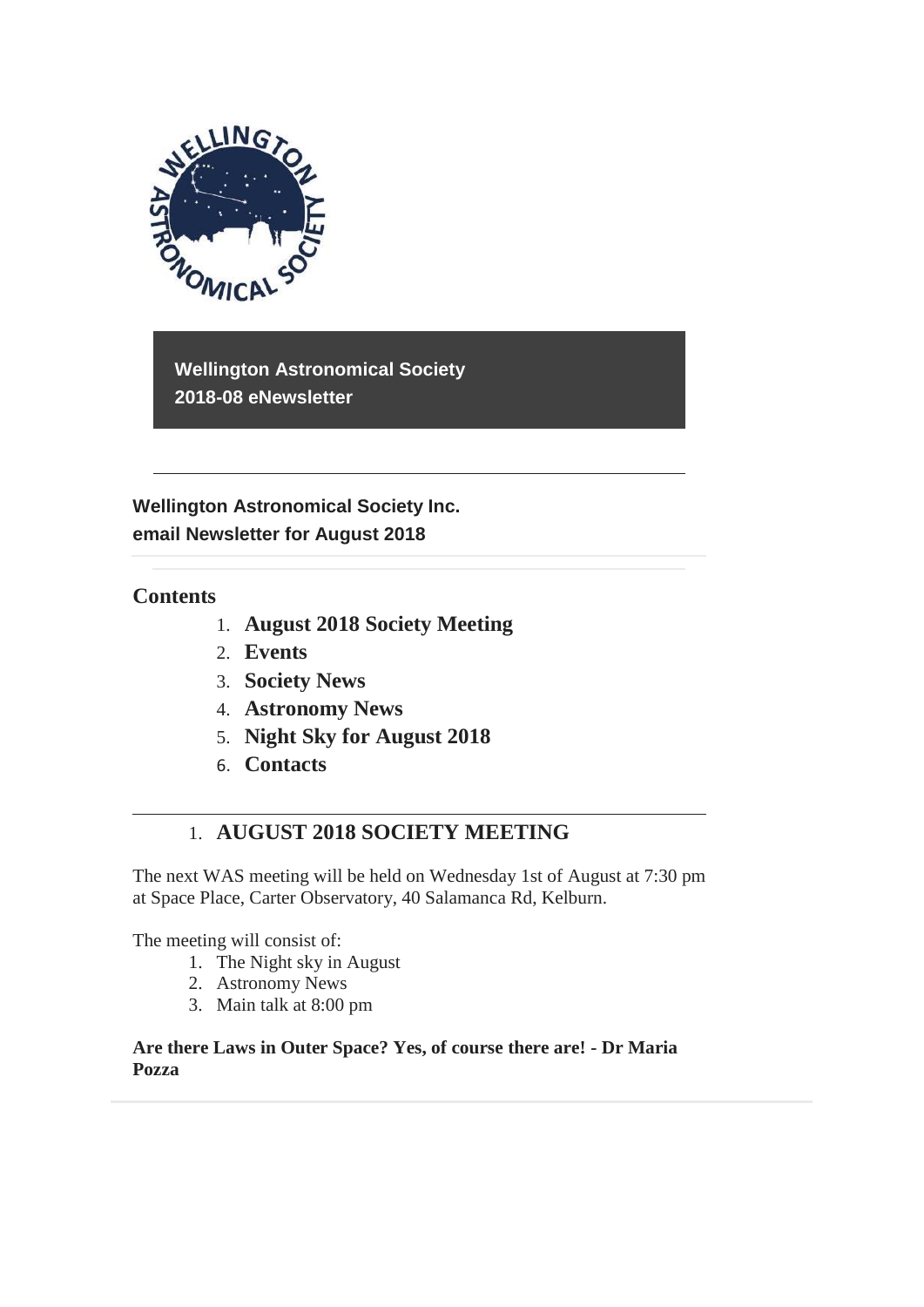**Wellington Astronomical Society**
**2018-08 eNewsletter**

---

**Wellington Astronomical Society Inc.**
**email Newsletter for August 2018**

## Contents

1. **August 2018 Society Meeting**
2. **Events**
3. **Society News**
4. **Astronomy News**
5. **Night Sky for August 2018**
6. **Contacts**

---

## 1. AUGUST 2018 SOCIETY MEETING

The next WAS meeting will be held on Wednesday 1st of August at 7:30 pm at Space Place, Carter Observatory, 40 Salamanca Rd, Kelburn.

The meeting will consist of:

1. The Night sky in August
2. Astronomy News
3. Main talk at 8:00 pm

**Are there Laws in Outer Space? Yes, of course there are! - Dr Maria Pozza**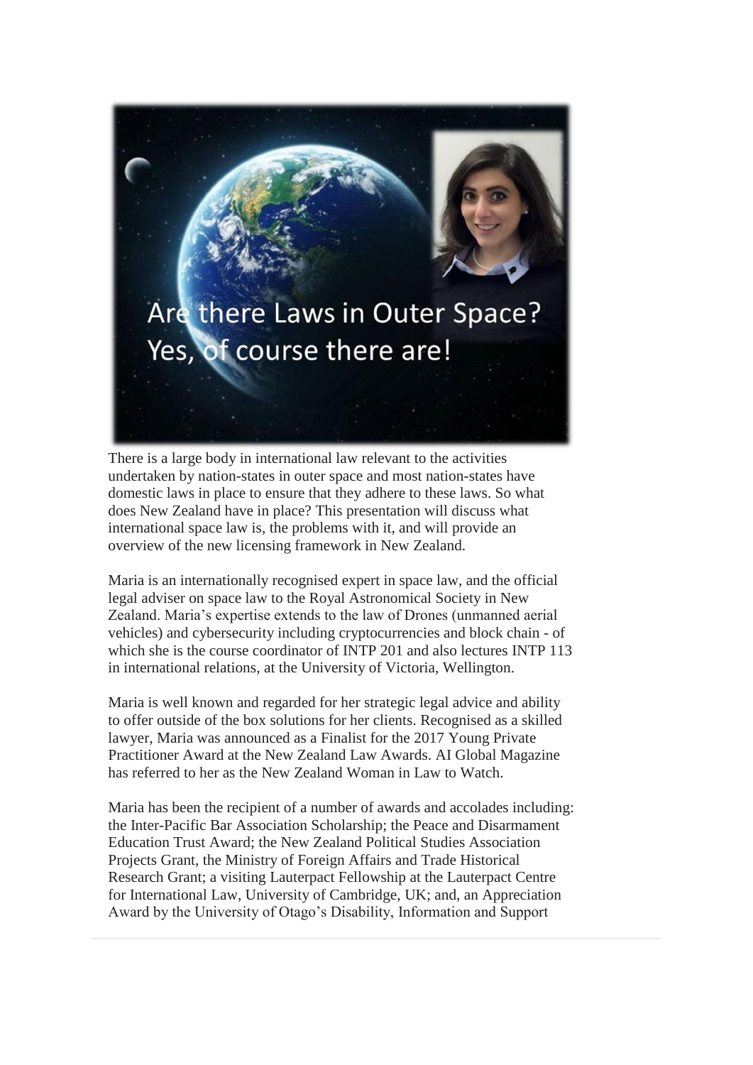Are there Laws in Outer Space? Yes, of course there are!

There is a large body in international law relevant to the activities undertaken by nation-states in outer space and most nation-states have domestic laws in place to ensure that they adhere to these laws. So what does New Zealand have in place? This presentation will discuss what international space law is, the problems with it, and will provide an overview of the new licensing framework in New Zealand.

Maria is an internationally recognised expert in space law, and the official legal adviser on space law to the Royal Astronomical Society in New Zealand. Maria's expertise extends to the law of Drones (unmanned aerial vehicles) and cybersecurity including cryptocurrencies and block chain - of which she is the course coordinator of INTP 201 and also lectures INTP 113 in international relations, at the University of Victoria, Wellington.

Maria is well known and regarded for her strategic legal advice and ability to offer outside of the box solutions for her clients. Recognised as a skilled lawyer, Maria was announced as a Finalist for the 2017 Young Private Practitioner Award at the New Zealand Law Awards. AI Global Magazine has referred to her as the New Zealand Woman in Law to Watch.

Maria has been the recipient of a number of awards and accolades including: the Inter-Pacific Bar Association Scholarship; the Peace and Disarmament Education Trust Award; the New Zealand Political Studies Association Projects Grant, the Ministry of Foreign Affairs and Trade Historical Research Grant; a visiting Lauterpact Fellowship at the Lauterpact Centre for International Law, University of Cambridge, UK; and, an Appreciation Award by the University of Otago's Disability, Information and Support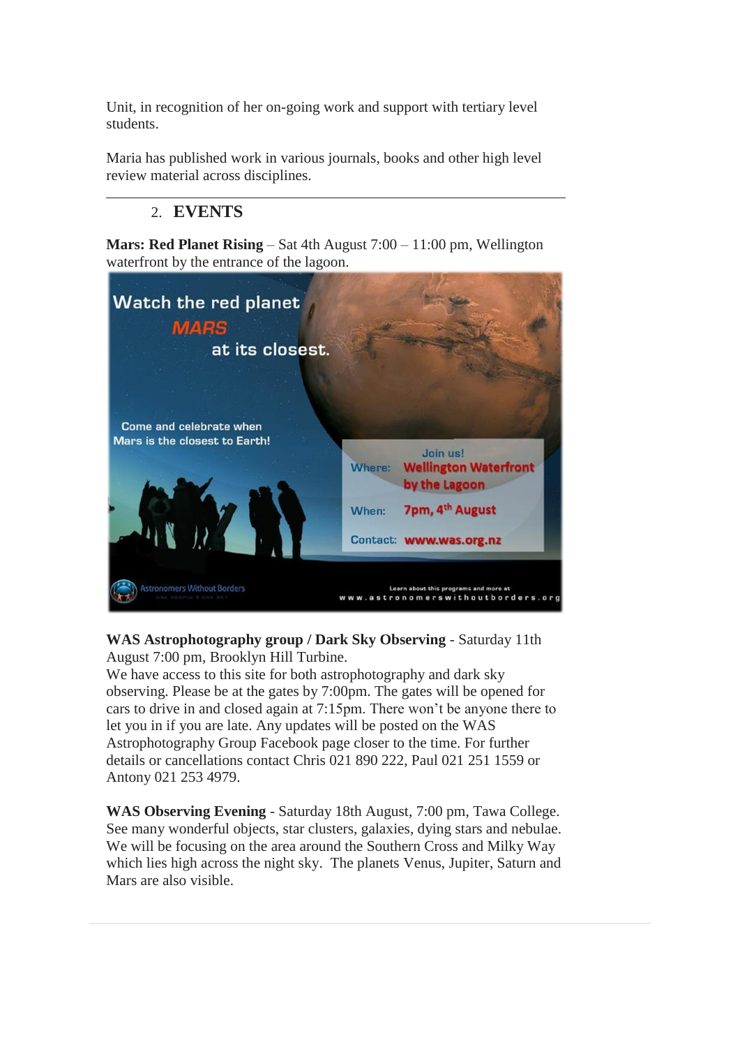Unit, in recognition of her on-going work and support with tertiary level students.

Maria has published work in various journals, books and other high level review material across disciplines.

---

## 2. EVENTS

**Mars: Red Planet Rising** – Sat 4th August 7:00 – 11:00 pm, Wellington waterfront by the entrance of the lagoon.

**WAS Astrophotography group / Dark Sky Observing** - Saturday 11th August 7:00 pm, Brooklyn Hill Turbine.
We have access to this site for both astrophotography and dark sky observing. Please be at the gates by 7:00pm. The gates will be opened for cars to drive in and closed again at 7:15pm. There won't be anyone there to let you in if you are late. Any updates will be posted on the WAS Astrophotography Group Facebook page closer to the time. For further details or cancellations contact Chris 021 890 222, Paul 021 251 1559 or Antony 021 253 4979.

**WAS Observing Evening** - Saturday 18th August, 7:00 pm, Tawa College. See many wonderful objects, star clusters, galaxies, dying stars and nebulae. We will be focusing on the area around the Southern Cross and Milky Way which lies high across the night sky. The planets Venus, Jupiter, Saturn and Mars are also visible.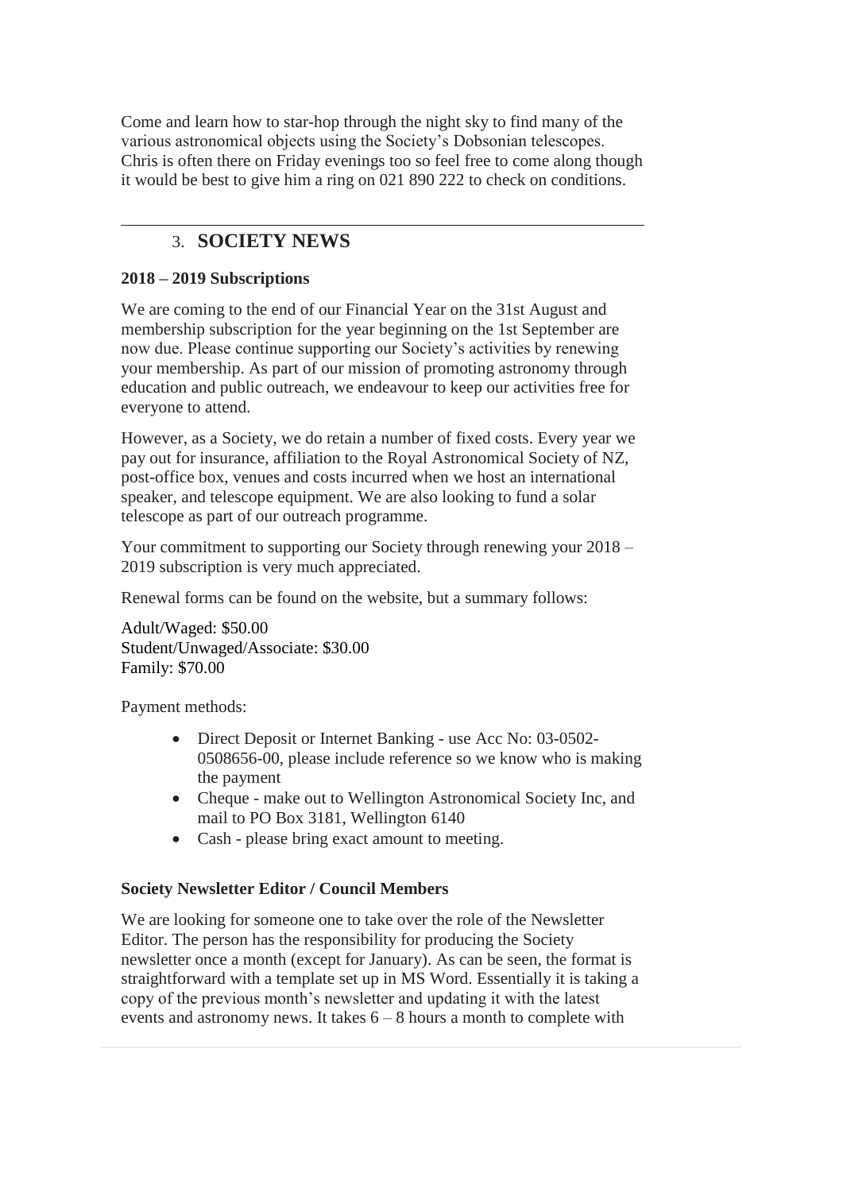Come and learn how to star-hop through the night sky to find many of the various astronomical objects using the Society's Dobsonian telescopes. Chris is often there on Friday evenings too so feel free to come along though it would be best to give him a ring on 021 890 222 to check on conditions.

---

## 3. SOCIETY NEWS

**2018 – 2019 Subscriptions**

We are coming to the end of our Financial Year on the 31st August and membership subscription for the year beginning on the 1st September are now due. Please continue supporting our Society's activities by renewing your membership. As part of our mission of promoting astronomy through education and public outreach, we endeavour to keep our activities free for everyone to attend.

However, as a Society, we do retain a number of fixed costs. Every year we pay out for insurance, affiliation to the Royal Astronomical Society of NZ, post-office box, venues and costs incurred when we host an international speaker, and telescope equipment. We are also looking to fund a solar telescope as part of our outreach programme.

Your commitment to supporting our Society through renewing your 2018 – 2019 subscription is very much appreciated.

Renewal forms can be found on the website, but a summary follows:

Adult/Waged: $50.00
Student/Unwaged/Associate: $30.00
Family: $70.00

Payment methods:

- Direct Deposit or Internet Banking - use Acc No: 03-0502-0508656-00, please include reference so we know who is making the payment
- Cheque - make out to Wellington Astronomical Society Inc, and mail to PO Box 3181, Wellington 6140
- Cash - please bring exact amount to meeting.

**Society Newsletter Editor / Council Members**

We are looking for someone one to take over the role of the Newsletter Editor. The person has the responsibility for producing the Society newsletter once a month (except for January). As can be seen, the format is straightforward with a template set up in MS Word. Essentially it is taking a copy of the previous month's newsletter and updating it with the latest events and astronomy news. It takes 6 – 8 hours a month to complete with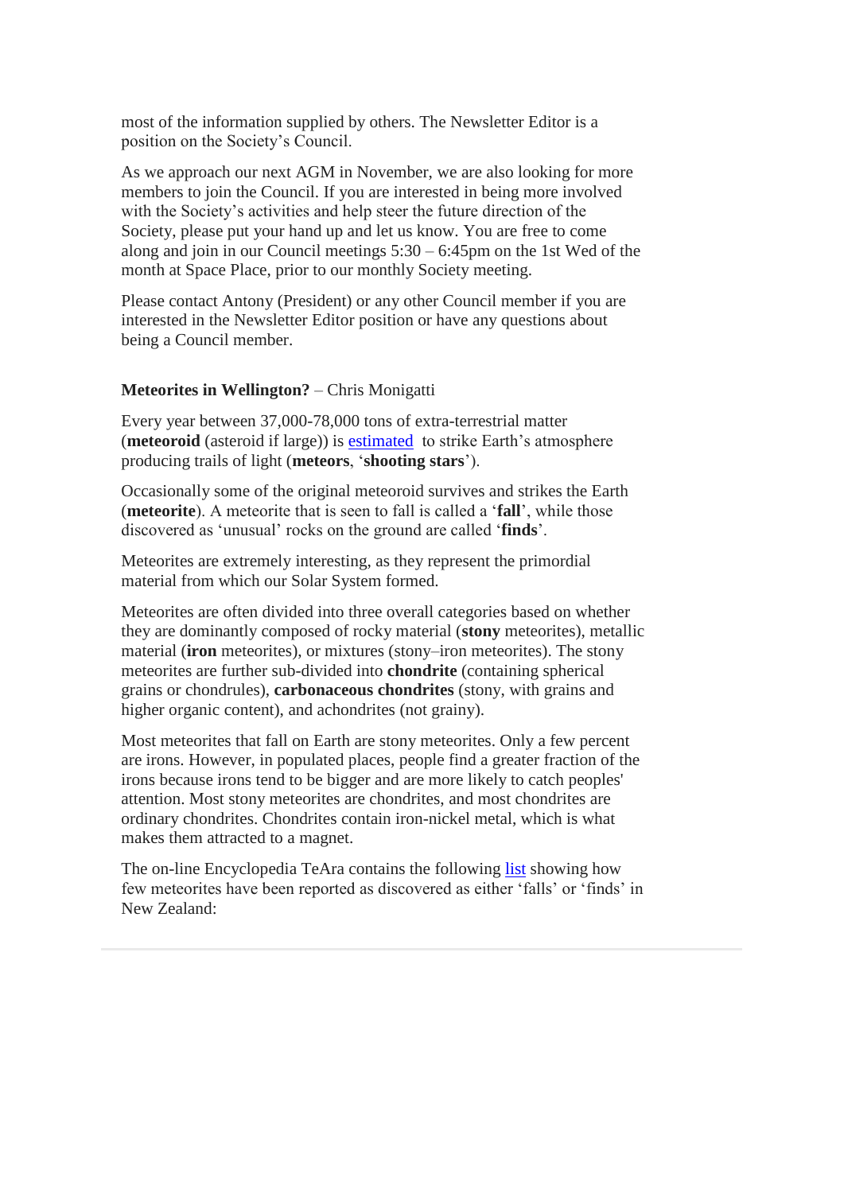most of the information supplied by others. The Newsletter Editor is a position on the Society's Council.

As we approach our next AGM in November, we are also looking for more members to join the Council. If you are interested in being more involved with the Society's activities and help steer the future direction of the Society, please put your hand up and let us know. You are free to come along and join in our Council meetings 5:30 – 6:45pm on the 1st Wed of the month at Space Place, prior to our monthly Society meeting.

Please contact Antony (President) or any other Council member if you are interested in the Newsletter Editor position or have any questions about being a Council member.

**Meteorites in Wellington?** – Chris Monigatti

Every year between 37,000-78,000 tons of extra-terrestrial matter (**meteoroid** (asteroid if large)) is estimated to strike Earth's atmosphere producing trails of light (**meteors**, '**shooting stars**').

Occasionally some of the original meteoroid survives and strikes the Earth (**meteorite**). A meteorite that is seen to fall is called a '**fall**', while those discovered as 'unusual' rocks on the ground are called '**finds**'.

Meteorites are extremely interesting, as they represent the primordial material from which our Solar System formed.

Meteorites are often divided into three overall categories based on whether they are dominantly composed of rocky material (**stony** meteorites), metallic material (**iron** meteorites), or mixtures (stony–iron meteorites). The stony meteorites are further sub-divided into **chondrite** (containing spherical grains or chondrules), **carbonaceous chondrites** (stony, with grains and higher organic content), and achondrites (not grainy).

Most meteorites that fall on Earth are stony meteorites. Only a few percent are irons. However, in populated places, people find a greater fraction of the irons because irons tend to be bigger and are more likely to catch peoples' attention. Most stony meteorites are chondrites, and most chondrites are ordinary chondrites. Chondrites contain iron-nickel metal, which is what makes them attracted to a magnet.

The on-line Encyclopedia TeAra contains the following list showing how few meteorites have been reported as discovered as either 'falls' or 'finds' in New Zealand: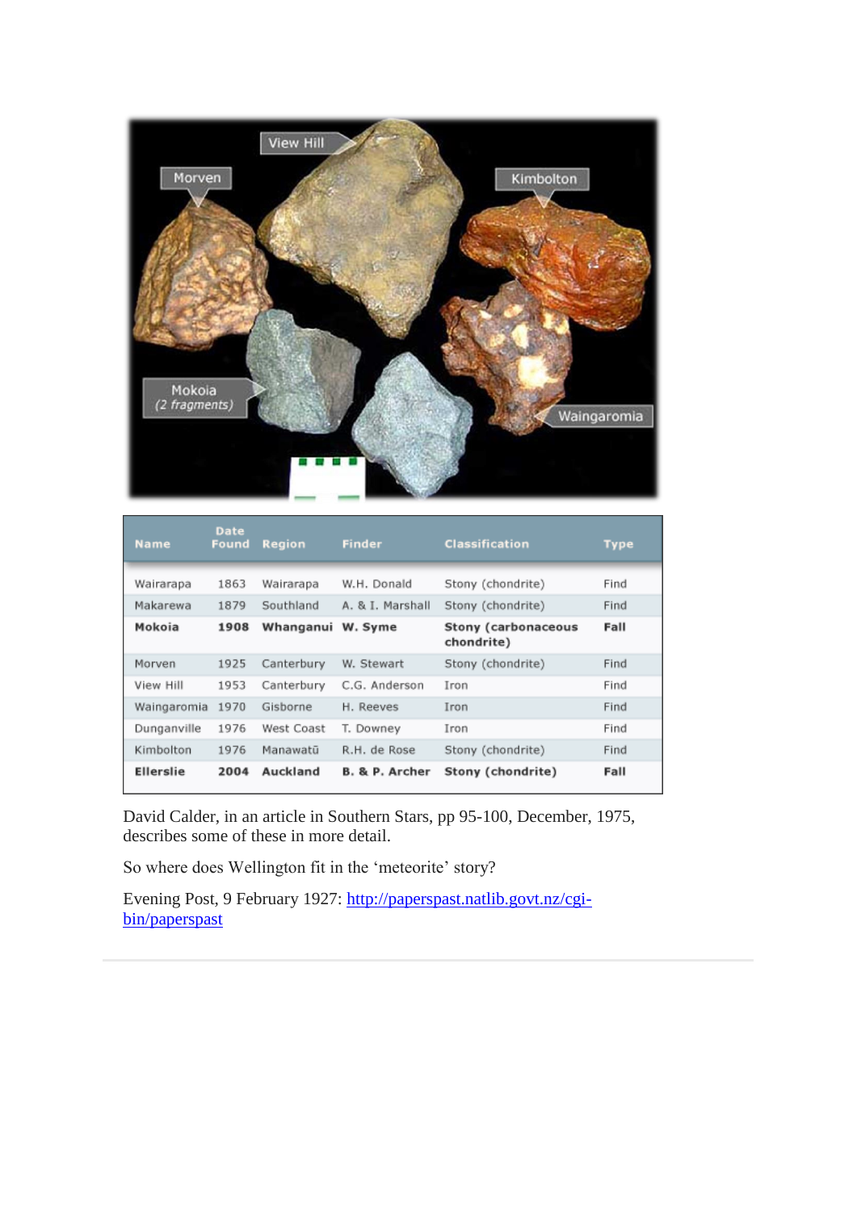| Name | Date Found | Region | Finder | Classification | Type |
|---|---|---|---|---|---|
| Wairarapa | 1863 | Wairarapa | W.H. Donald | Stony (chondrite) | Find |
| Makarewa | 1879 | Southland | A. & I. Marshall | Stony (chondrite) | Find |
| **Mokoia** | **1908** | **Whanganui** | **W. Syme** | **Stony (carbonaceous chondrite)** | **Fall** |
| Morven | 1925 | Canterbury | W. Stewart | Stony (chondrite) | Find |
| View Hill | 1953 | Canterbury | C.G. Anderson | Iron | Find |
| Waingaromia | 1970 | Gisborne | H. Reeves | Iron | Find |
| Dunganville | 1976 | West Coast | T. Downey | Iron | Find |
| Kimbolton | 1976 | Manawatū | R.H. de Rose | Stony (chondrite) | Find |
| **Ellerslie** | **2004** | **Auckland** | **B. & P. Archer** | **Stony (chondrite)** | **Fall** |

David Calder, in an article in Southern Stars, pp 95-100, December, 1975, describes some of these in more detail.

So where does Wellington fit in the 'meteorite' story?

Evening Post, 9 February 1927: [http://paperspast.natlib.govt.nz/cgi-bin/paperspast](http://paperspast.natlib.govt.nz/cgi-bin/paperspast)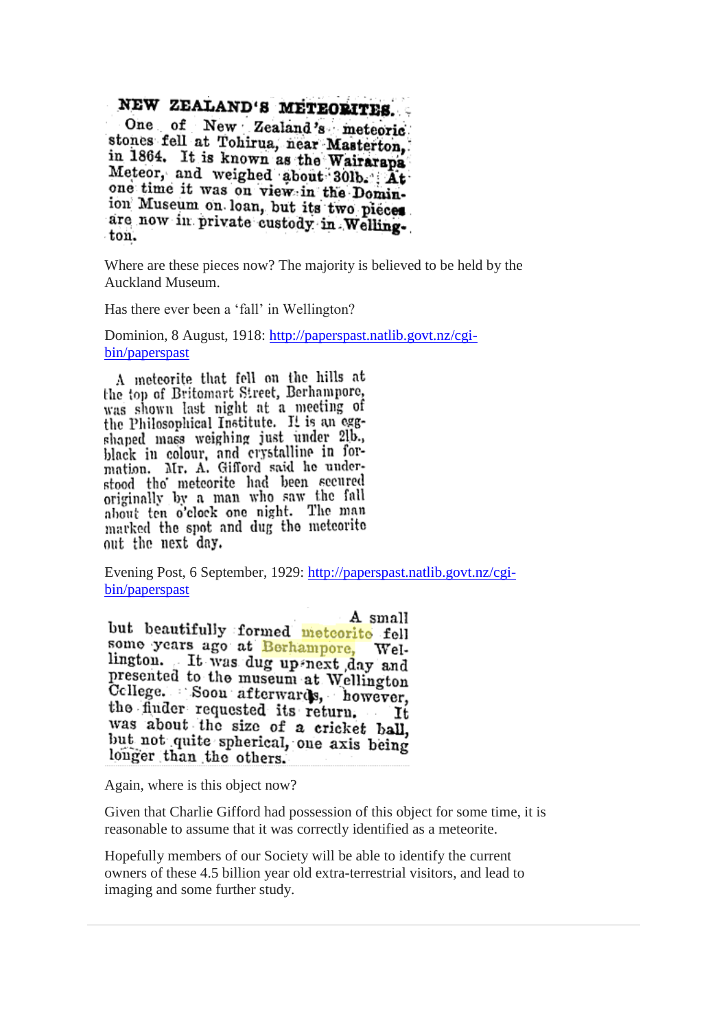**NEW ZEALAND'S METEORITES.**

One of New Zealand's meteoric stones fell at Tohirua, near Masterton, in 1864. It is known as the Wairarapa Meteor, and weighed about 30lb. At one time it was on view in the Dominion Museum on loan, but its two pieces are now in private custody in Wellington.

Where are these pieces now? The majority is believed to be held by the Auckland Museum.

Has there ever been a 'fall' in Wellington?

Dominion, 8 August, 1918: [http://paperspast.natlib.govt.nz/cgi-bin/paperspast](http://paperspast.natlib.govt.nz/cgi-bin/paperspast)

A meteorite that fell on the hills at the top of Britomart Street, Berhampore, was shown last night at a meeting of the Philosophical Institute. It is an egg-shaped mass weighing just under 2lb., black in colour, and crystalline in formation. Mr. A. Gifford said he understood the meteorite had been secured originally by a man who saw the fall about ten o'clock one night. The man marked the spot and dug the meteorite out the next day.

Evening Post, 6 September, 1929: [http://paperspast.natlib.govt.nz/cgi-bin/paperspast](http://paperspast.natlib.govt.nz/cgi-bin/paperspast)

A small but beautifully formed meteorite fell some years ago at Berhampore, Wellington. It was dug up next day and presented to the museum at Wellington College. Soon afterwards, however, the finder requested its return. It was about the size of a cricket ball, but not quite spherical, one axis being longer than the others.

Again, where is this object now?

Given that Charlie Gifford had possession of this object for some time, it is reasonable to assume that it was correctly identified as a meteorite.

Hopefully members of our Society will be able to identify the current owners of these 4.5 billion year old extra-terrestrial visitors, and lead to imaging and some further study.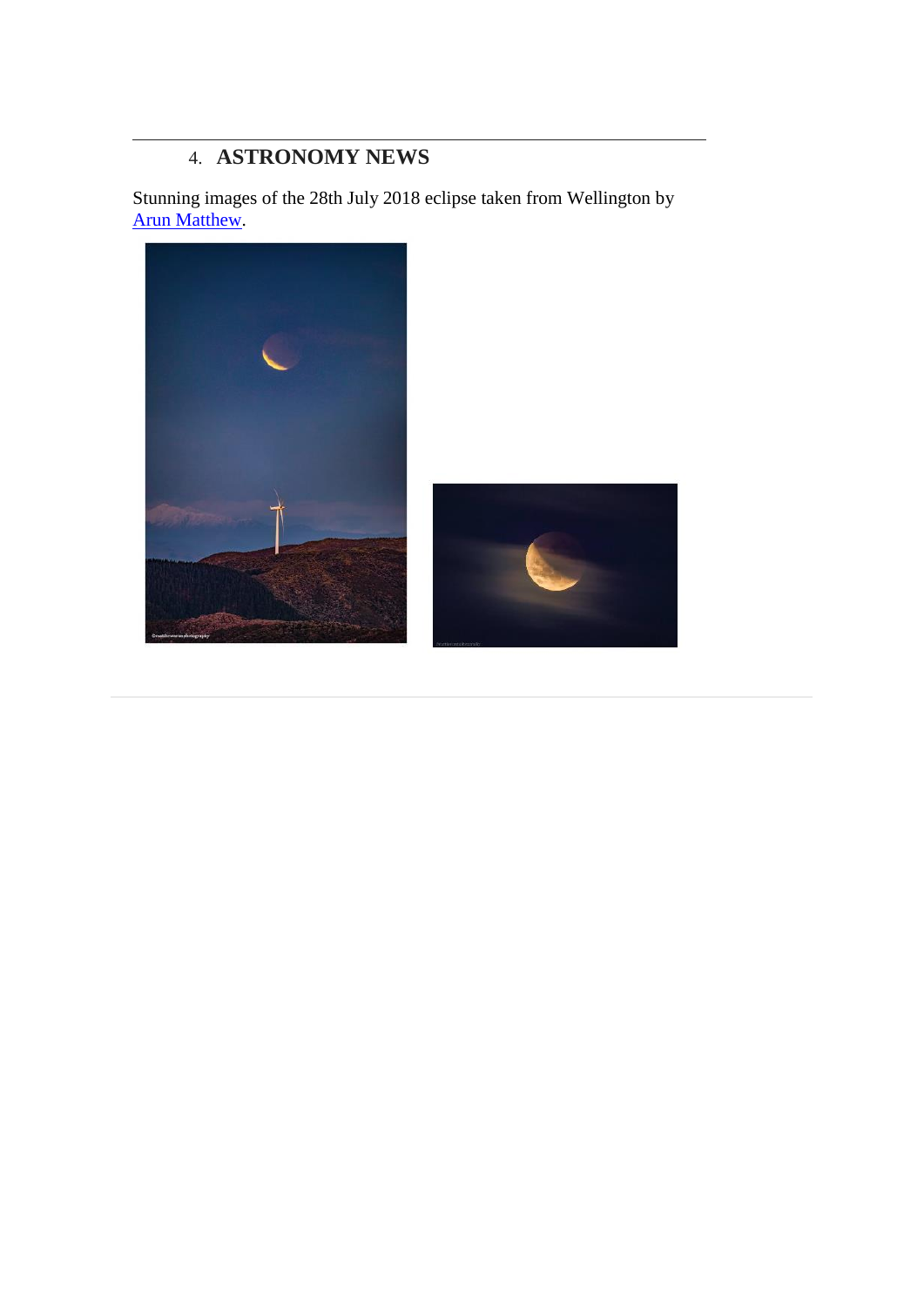## 4. **ASTRONOMY NEWS**

Stunning images of the 28th July 2018 eclipse taken from Wellington by [Arun Matthew](Arun Matthew).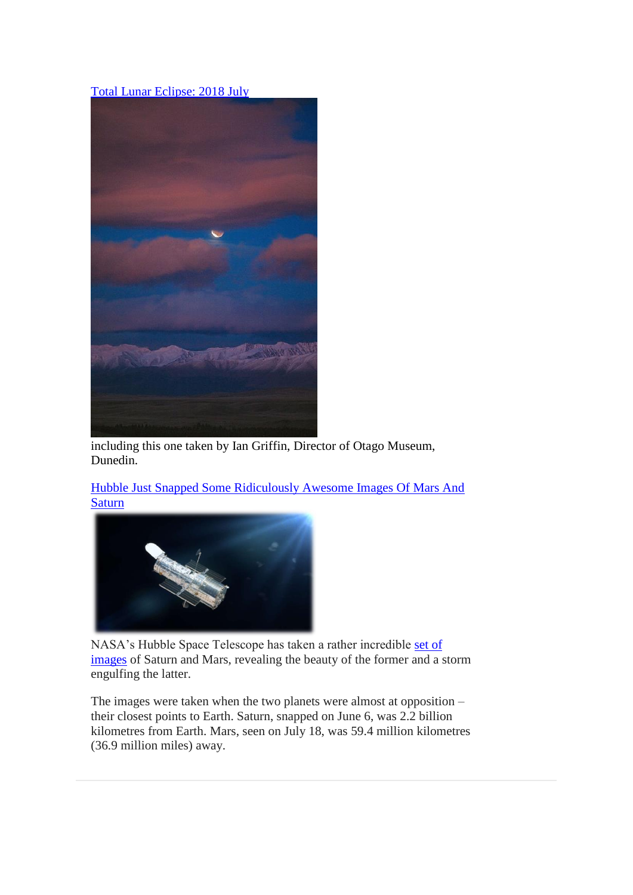[Total Lunar Eclipse: 2018 July]

including this one taken by Ian Griffin, Director of Otago Museum, Dunedin.

[Hubble Just Snapped Some Ridiculously Awesome Images Of Mars And Saturn]

NASA's Hubble Space Telescope has taken a rather incredible set of images of Saturn and Mars, revealing the beauty of the former and a storm engulfing the latter.

The images were taken when the two planets were almost at opposition – their closest points to Earth. Saturn, snapped on June 6, was 2.2 billion kilometres from Earth. Mars, seen on July 18, was 59.4 million kilometres (36.9 million miles) away.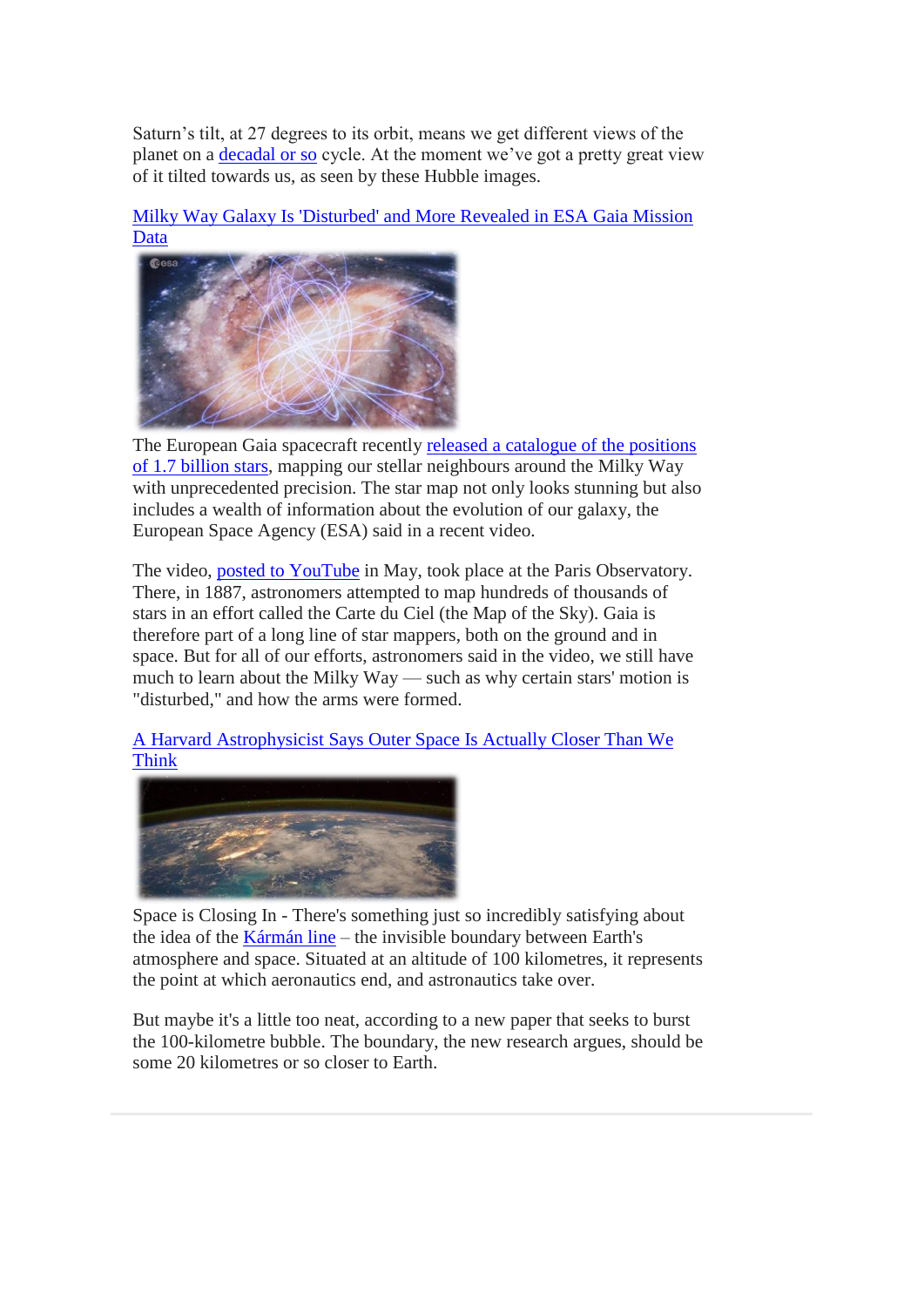Saturn's tilt, at 27 degrees to its orbit, means we get different views of the planet on a decadal or so cycle. At the moment we've got a pretty great view of it tilted towards us, as seen by these Hubble images.

Milky Way Galaxy Is 'Disturbed' and More Revealed in ESA Gaia Mission Data

The European Gaia spacecraft recently released a catalogue of the positions of 1.7 billion stars, mapping our stellar neighbours around the Milky Way with unprecedented precision. The star map not only looks stunning but also includes a wealth of information about the evolution of our galaxy, the European Space Agency (ESA) said in a recent video.

The video, posted to YouTube in May, took place at the Paris Observatory. There, in 1887, astronomers attempted to map hundreds of thousands of stars in an effort called the Carte du Ciel (the Map of the Sky). Gaia is therefore part of a long line of star mappers, both on the ground and in space. But for all of our efforts, astronomers said in the video, we still have much to learn about the Milky Way — such as why certain stars' motion is "disturbed," and how the arms were formed.

A Harvard Astrophysicist Says Outer Space Is Actually Closer Than We Think

Space is Closing In - There's something just so incredibly satisfying about the idea of the Kármán line – the invisible boundary between Earth's atmosphere and space. Situated at an altitude of 100 kilometres, it represents the point at which aeronautics end, and astronautics take over.

But maybe it's a little too neat, according to a new paper that seeks to burst the 100-kilometre bubble. The boundary, the new research argues, should be some 20 kilometres or so closer to Earth.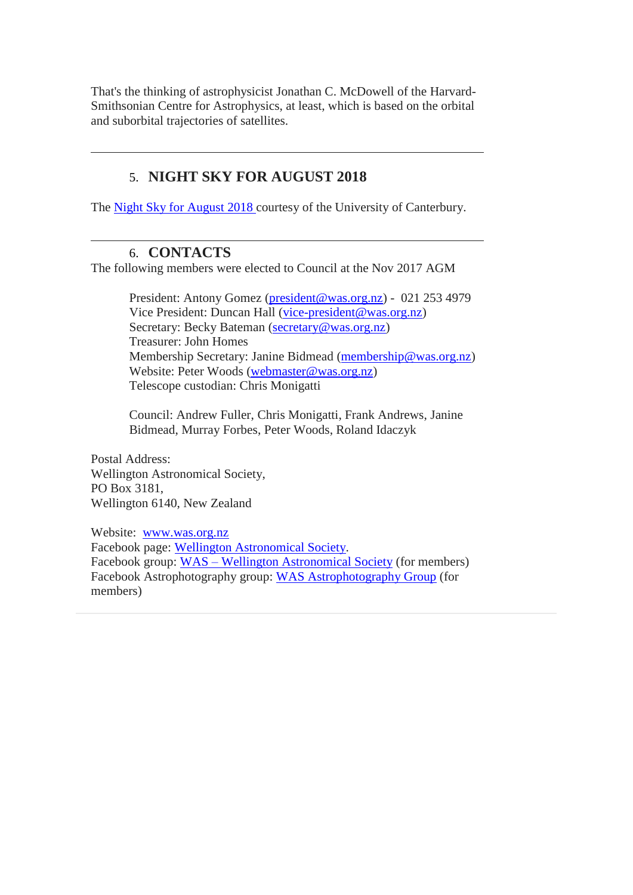That's the thinking of astrophysicist Jonathan C. McDowell of the Harvard-Smithsonian Centre for Astrophysics, at least, which is based on the orbital and suborbital trajectories of satellites.

---

## 5. NIGHT SKY FOR AUGUST 2018

The Night Sky for August 2018 courtesy of the University of Canterbury.

---

## 6. CONTACTS

The following members were elected to Council at the Nov 2017 AGM

> President: Antony Gomez (president@was.org.nz) - 021 253 4979
> Vice President: Duncan Hall (vice-president@was.org.nz)
> Secretary: Becky Bateman (secretary@was.org.nz)
> Treasurer: John Homes
> Membership Secretary: Janine Bidmead (membership@was.org.nz)
> Website: Peter Woods (webmaster@was.org.nz)
> Telescope custodian: Chris Monigatti
>
> Council: Andrew Fuller, Chris Monigatti, Frank Andrews, Janine Bidmead, Murray Forbes, Peter Woods, Roland Idaczyk

Postal Address:
Wellington Astronomical Society,
PO Box 3181,
Wellington 6140, New Zealand

Website: www.was.org.nz
Facebook page: Wellington Astronomical Society.
Facebook group: WAS – Wellington Astronomical Society (for members)
Facebook Astrophotography group: WAS Astrophotography Group (for members)